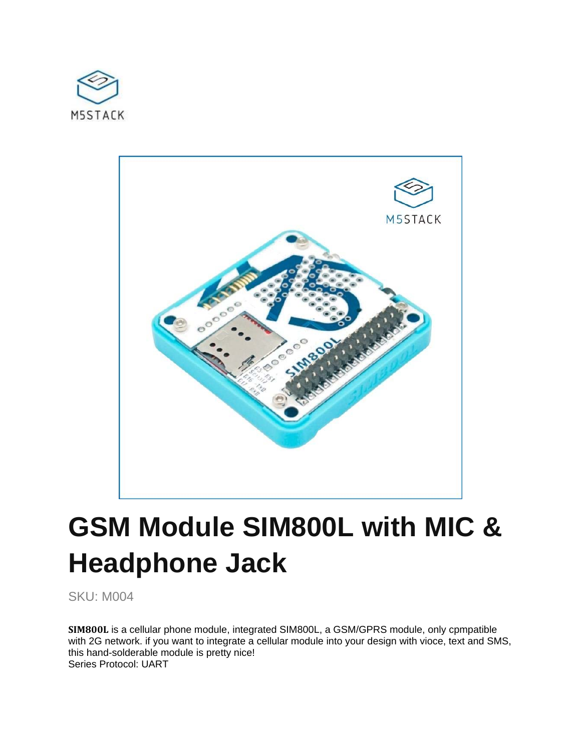# GSM Module SIM800L with MIC & Headphone Jack

SKU: M004

**SIM800L** is a cellular phone module, integrated SIM800L, a GSM/GPRS module, only cpmpatible with 2G network. if you want to integrate a cellular module into your design with vioce, text and SMS, this hand-solderable module is pretty nice!
Series Protocol: UART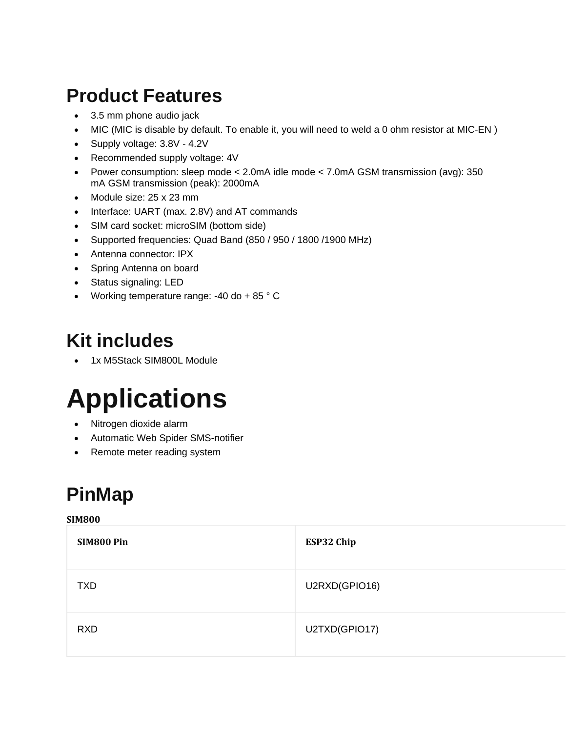## Product Features

- 3.5 mm phone audio jack
- MIC (MIC is disable by default. To enable it, you will need to weld a 0 ohm resistor at MIC-EN )
- Supply voltage: 3.8V - 4.2V
- Recommended supply voltage: 4V
- Power consumption: sleep mode < 2.0mA idle mode < 7.0mA GSM transmission (avg): 350 mA GSM transmission (peak): 2000mA
- Module size: 25 x 23 mm
- Interface: UART (max. 2.8V) and AT commands
- SIM card socket: microSIM (bottom side)
- Supported frequencies: Quad Band (850 / 950 / 1800 /1900 MHz)
- Antenna connector: IPX
- Spring Antenna on board
- Status signaling: LED
- Working temperature range: -40 do + 85 ° C

## Kit includes

- 1x M5Stack SIM800L Module

# Applications

- Nitrogen dioxide alarm
- Automatic Web Spider SMS-notifier
- Remote meter reading system

## PinMap

**SIM800**

| SIM800 Pin | ESP32 Chip |
| --- | --- |
| TXD | U2RXD(GPIO16) |
| RXD | U2TXD(GPIO17) |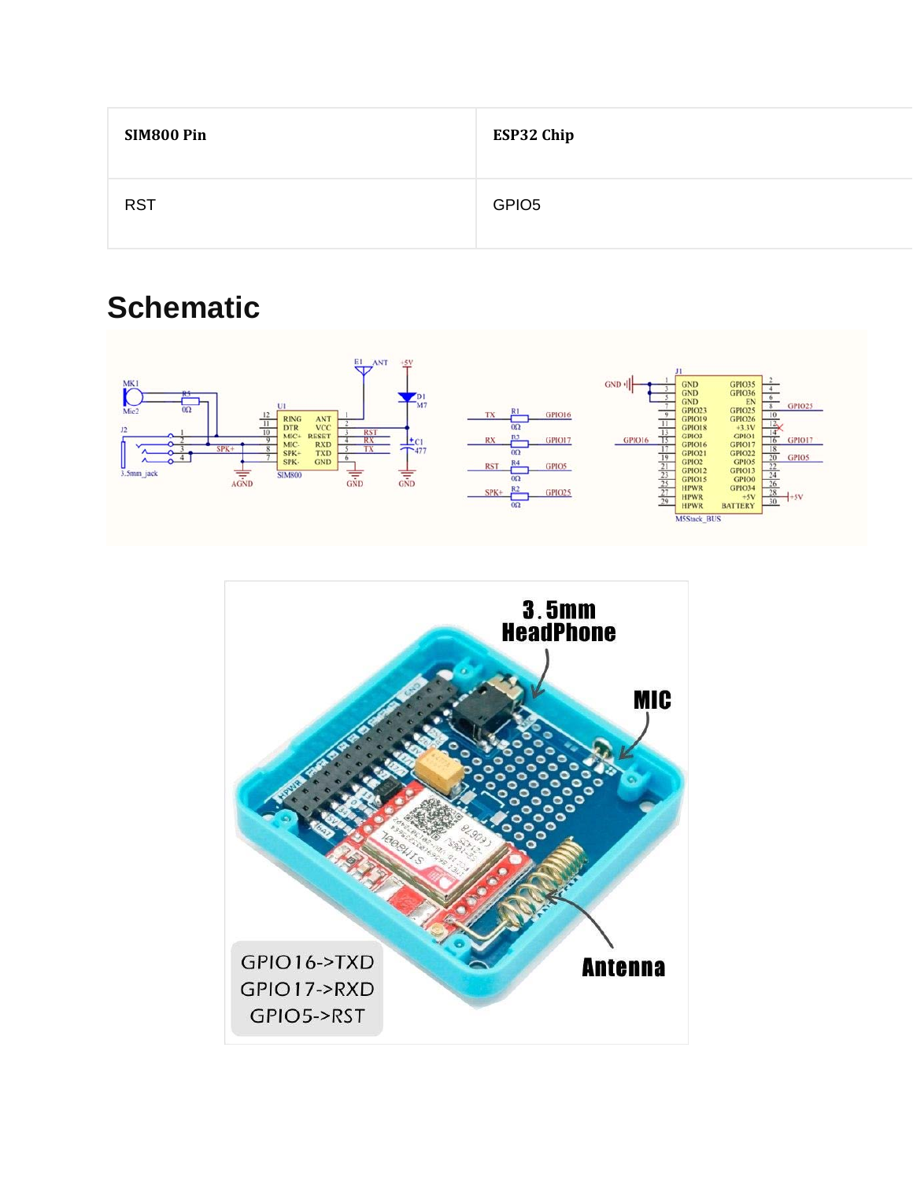| SIM800 Pin | ESP32 Chip |
| --- | --- |
| RST | GPIO5 |

## Schematic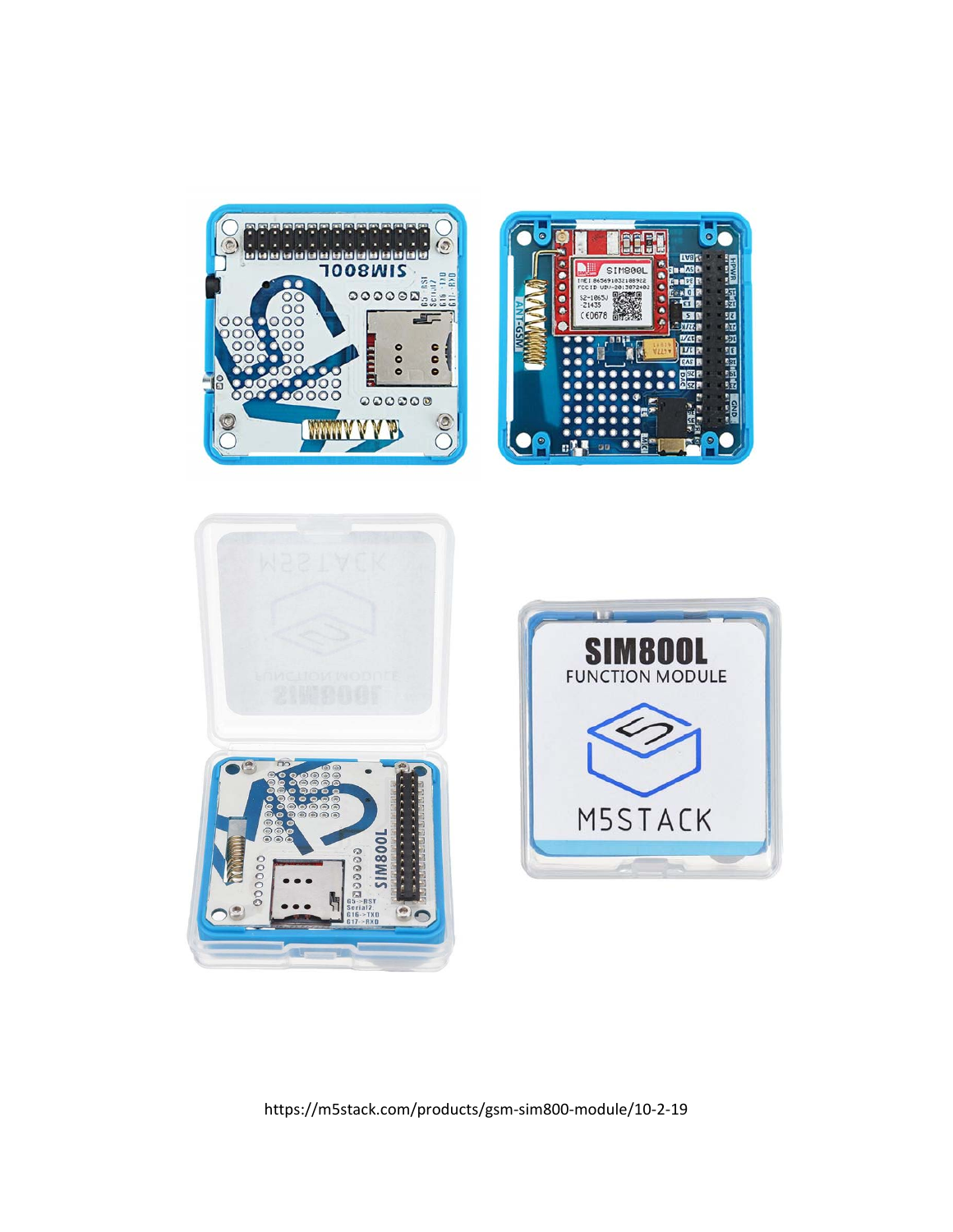https://m5stack.com/products/gsm-sim800-module/10-2-19